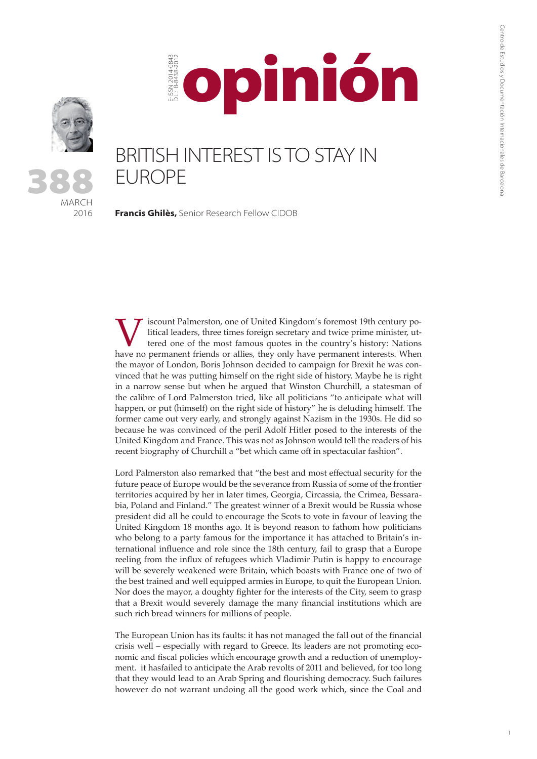# opinión

388

MARCH 2016

E-ISSN 2014-0843
D.L.: B-8438-2012

## BRITISH INTEREST IS TO STAY IN EUROPE

**Francis Ghilès,** Senior Research Fellow CIDOB

Viscount Palmerston, one of United Kingdom's foremost 19th century political leaders, three times foreign secretary and twice prime minister, uttered one of the most famous quotes in the country's history: Nations have no permanent friends or allies, they only have permanent interests. When the mayor of London, Boris Johnson decided to campaign for Brexit he was convinced that he was putting himself on the right side of history. Maybe he is right in a narrow sense but when he argued that Winston Churchill, a statesman of the calibre of Lord Palmerston tried, like all politicians "to anticipate what will happen, or put (himself) on the right side of history" he is deluding himself. The former came out very early, and strongly against Nazism in the 1930s. He did so because he was convinced of the peril Adolf Hitler posed to the interests of the United Kingdom and France. This was not as Johnson would tell the readers of his recent biography of Churchill a "bet which came off in spectacular fashion".

Lord Palmerston also remarked that "the best and most effectual security for the future peace of Europe would be the severance from Russia of some of the frontier territories acquired by her in later times, Georgia, Circassia, the Crimea, Bessarabia, Poland and Finland." The greatest winner of a Brexit would be Russia whose president did all he could to encourage the Scots to vote in favour of leaving the United Kingdom 18 months ago. It is beyond reason to fathom how politicians who belong to a party famous for the importance it has attached to Britain's international influence and role since the 18th century, fail to grasp that a Europe reeling from the influx of refugees which Vladimir Putin is happy to encourage will be severely weakened were Britain, which boasts with France one of two of the best trained and well equipped armies in Europe, to quit the European Union. Nor does the mayor, a doughty fighter for the interests of the City, seem to grasp that a Brexit would severely damage the many financial institutions which are such rich bread winners for millions of people.

The European Union has its faults: it has not managed the fall out of the financial crisis well – especially with regard to Greece. Its leaders are not promoting economic and fiscal policies which encourage growth and a reduction of unemployment. it hasfailed to anticipate the Arab revolts of 2011 and believed, for too long that they would lead to an Arab Spring and flourishing democracy. Such failures however do not warrant undoing all the good work which, since the Coal and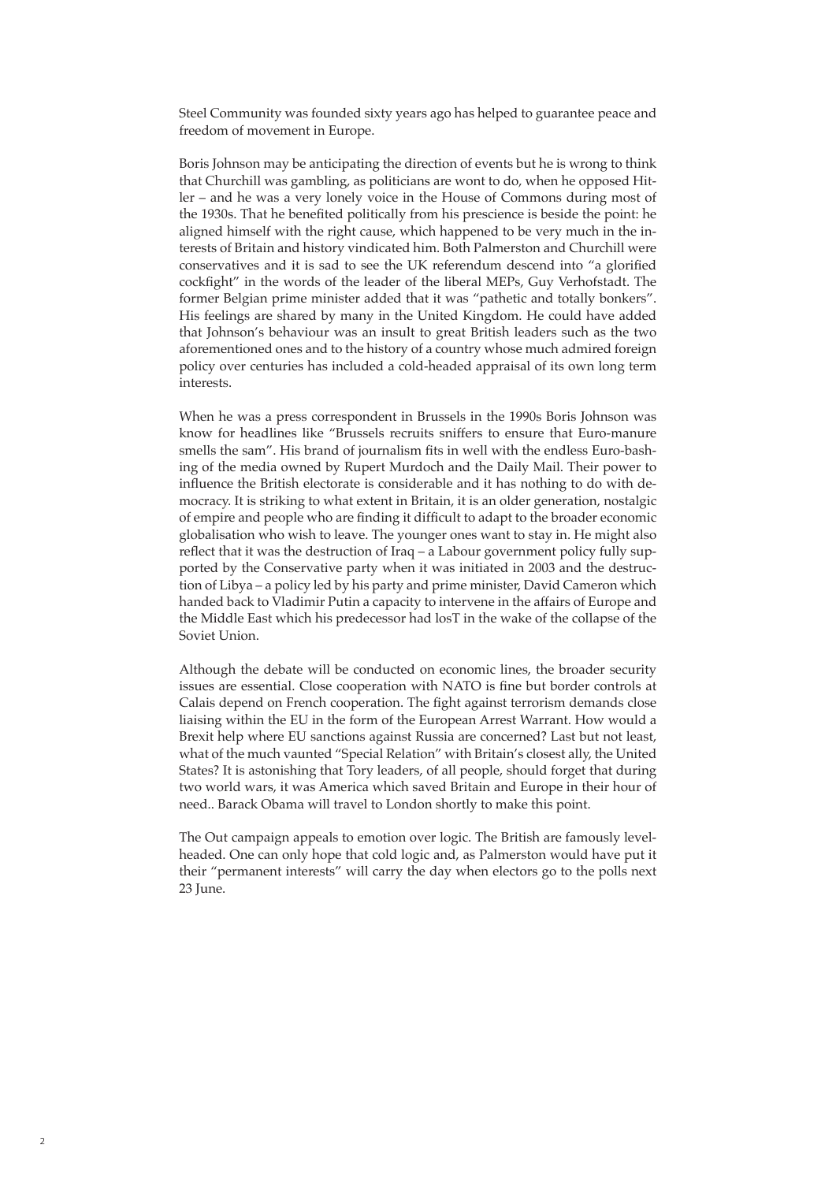Steel Community was founded sixty years ago has helped to guarantee peace and freedom of movement in Europe.

Boris Johnson may be anticipating the direction of events but he is wrong to think that Churchill was gambling, as politicians are wont to do, when he opposed Hitler – and he was a very lonely voice in the House of Commons during most of the 1930s. That he benefited politically from his prescience is beside the point: he aligned himself with the right cause, which happened to be very much in the interests of Britain and history vindicated him. Both Palmerston and Churchill were conservatives and it is sad to see the UK referendum descend into "a glorified cockfight" in the words of the leader of the liberal MEPs, Guy Verhofstadt. The former Belgian prime minister added that it was "pathetic and totally bonkers". His feelings are shared by many in the United Kingdom. He could have added that Johnson's behaviour was an insult to great British leaders such as the two aforementioned ones and to the history of a country whose much admired foreign policy over centuries has included a cold-headed appraisal of its own long term interests.

When he was a press correspondent in Brussels in the 1990s Boris Johnson was know for headlines like "Brussels recruits sniffers to ensure that Euro-manure smells the sam". His brand of journalism fits in well with the endless Euro-bashing of the media owned by Rupert Murdoch and the Daily Mail. Their power to influence the British electorate is considerable and it has nothing to do with democracy. It is striking to what extent in Britain, it is an older generation, nostalgic of empire and people who are finding it difficult to adapt to the broader economic globalisation who wish to leave. The younger ones want to stay in. He might also reflect that it was the destruction of Iraq – a Labour government policy fully supported by the Conservative party when it was initiated in 2003 and the destruction of Libya – a policy led by his party and prime minister, David Cameron which handed back to Vladimir Putin a capacity to intervene in the affairs of Europe and the Middle East which his predecessor had losT in the wake of the collapse of the Soviet Union.

Although the debate will be conducted on economic lines, the broader security issues are essential. Close cooperation with NATO is fine but border controls at Calais depend on French cooperation. The fight against terrorism demands close liaising within the EU in the form of the European Arrest Warrant. How would a Brexit help where EU sanctions against Russia are concerned? Last but not least, what of the much vaunted "Special Relation" with Britain's closest ally, the United States? It is astonishing that Tory leaders, of all people, should forget that during two world wars, it was America which saved Britain and Europe in their hour of need.. Barack Obama will travel to London shortly to make this point.

The Out campaign appeals to emotion over logic. The British are famously level-headed. One can only hope that cold logic and, as Palmerston would have put it their "permanent interests" will carry the day when electors go to the polls next 23 June.